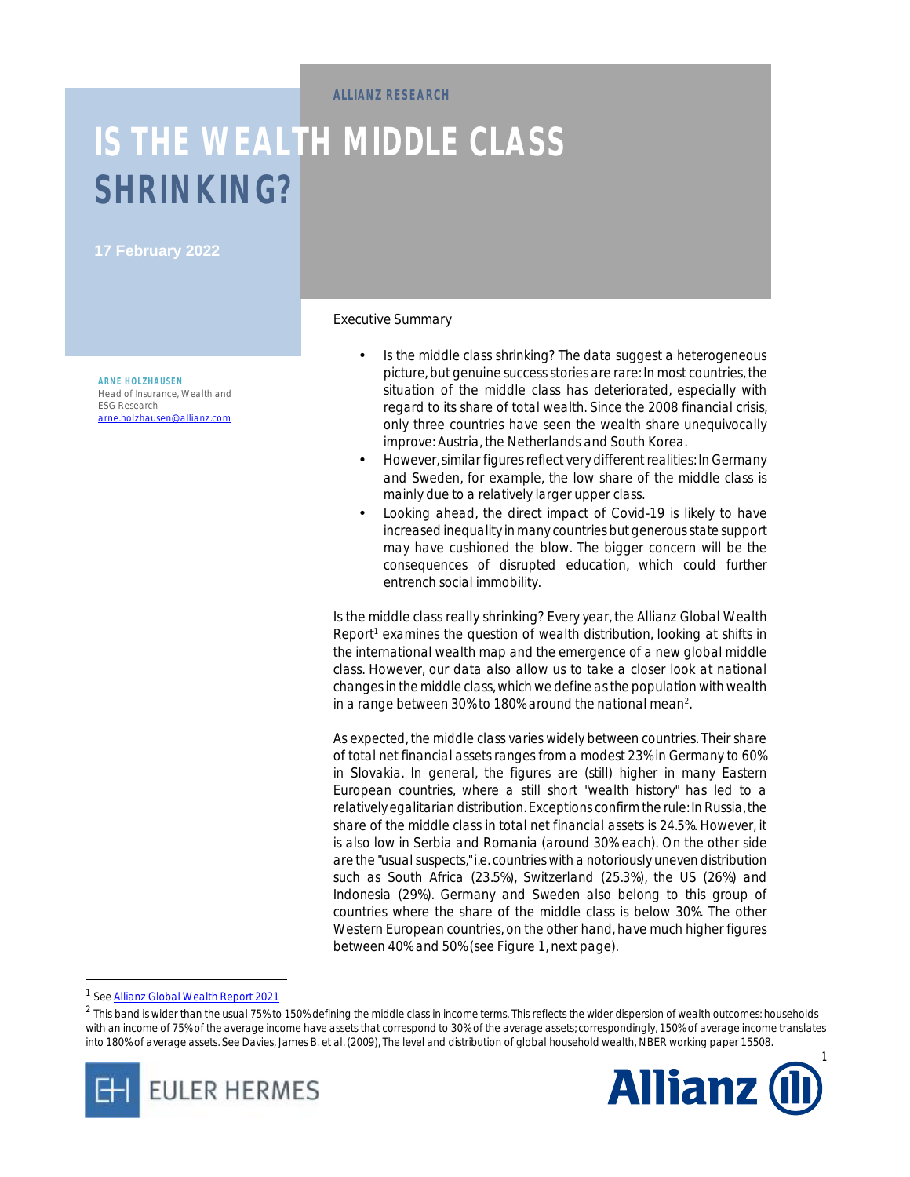ALLIANZ RESEARCH

# IS THE WEALTH MIDDLE CLASS SHRINKING?

17 February 2022

**ARNE HOLZHAUSEN**
Head of Insurance, Wealth and ESG Research
arne.holzhausen@allianz.com

Executive Summary

- Is the middle class shrinking? The data suggest a heterogeneous picture, but genuine success stories are rare: In most countries, the situation of the middle class has deteriorated, especially with regard to its share of total wealth. Since the 2008 financial crisis, only three countries have seen the wealth share unequivocally improve: Austria, the Netherlands and South Korea.
- However, similar figures reflect very different realities: In Germany and Sweden, for example, the low share of the middle class is mainly due to a relatively larger upper class.
- Looking ahead, the direct impact of Covid-19 is likely to have increased inequality in many countries but generous state support may have cushioned the blow. The bigger concern will be the consequences of disrupted education, which could further entrench social immobility.

Is the middle class really shrinking? Every year, the Allianz Global Wealth Report[1] examines the question of wealth distribution, looking at shifts in the international wealth map and the emergence of a new global middle class. However, our data also allow us to take a closer look at national changes in the middle class, which we define as the population with wealth in a range between 30% to 180% around the national mean[2].

As expected, the middle class varies widely between countries. Their share of total net financial assets ranges from a modest 23% in Germany to 60% in Slovakia. In general, the figures are (still) higher in many Eastern European countries, where a still short "wealth history" has led to a relatively egalitarian distribution. Exceptions confirm the rule: In Russia, the share of the middle class in total net financial assets is 24.5%. However, it is also low in Serbia and Romania (around 30% each). On the other side are the "usual suspects," i.e. countries with a notoriously uneven distribution such as South Africa (23.5%), Switzerland (25.3%), the US (26%) and Indonesia (29%). Germany and Sweden also belong to this group of countries where the share of the middle class is below 30%. The other Western European countries, on the other hand, have much higher figures between 40% and 50% (see Figure 1, next page).

---

[1] See Allianz Global Wealth Report 2021

[2] This band is wider than the usual 75% to 150% defining the middle class in income terms. This reflects the wider dispersion of wealth outcomes: households with an income of 75% of the average income have assets that correspond to 30% of the average assets; correspondingly, 150% of average income translates into 180% of average assets. See Davies, James B. et al. (2009), The level and distribution of global household wealth, NBER working paper 15508.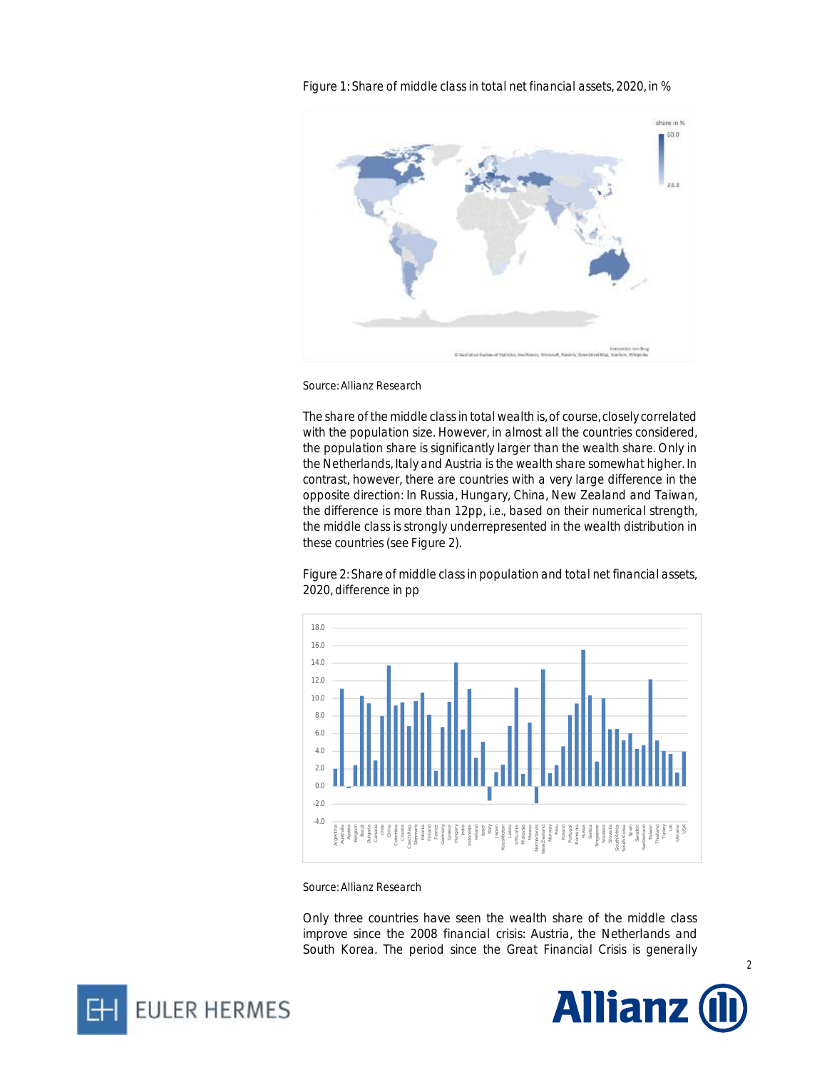Figure 1: Share of middle class in total net financial assets, 2020, in %

Source: Allianz Research

The share of the middle class in total wealth is, of course, closely correlated with the population size. However, in almost all the countries considered, the population share is significantly larger than the wealth share. Only in the Netherlands, Italy and Austria is the wealth share somewhat higher. In contrast, however, there are countries with a very large difference in the opposite direction: In Russia, Hungary, China, New Zealand and Taiwan, the difference is more than 12pp, i.e., based on their numerical strength, the middle class is strongly underrepresented in the wealth distribution in these countries (see Figure 2).

Figure 2: Share of middle class in population and total net financial assets, 2020, difference in pp

Source: Allianz Research

Only three countries have seen the wealth share of the middle class improve since the 2008 financial crisis: Austria, the Netherlands and South Korea. The period since the Great Financial Crisis is generally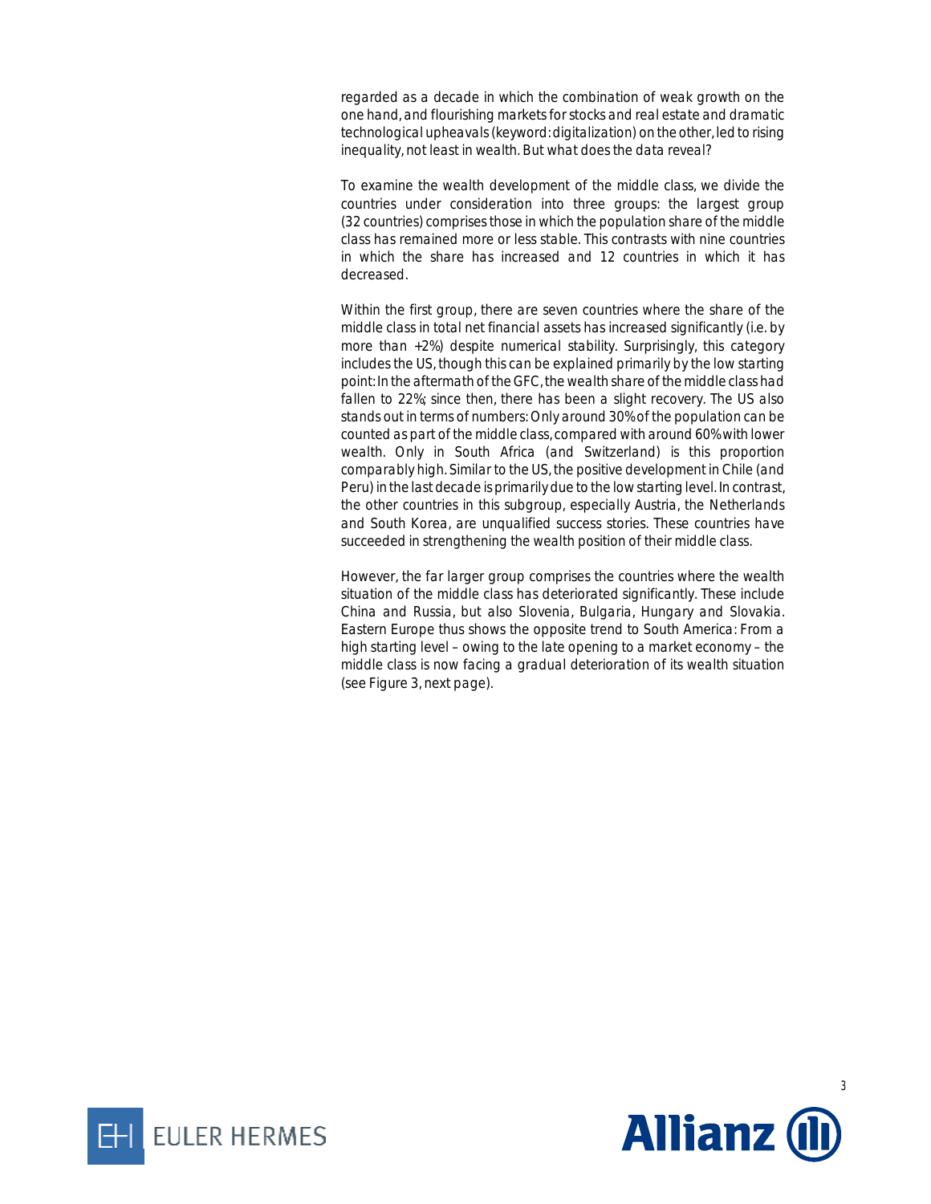regarded as a decade in which the combination of weak growth on the one hand, and flourishing markets for stocks and real estate and dramatic technological upheavals (keyword: digitalization) on the other, led to rising inequality, not least in wealth. But what does the data reveal?

To examine the wealth development of the middle class, we divide the countries under consideration into three groups: the largest group (32 countries) comprises those in which the population share of the middle class has remained more or less stable. This contrasts with nine countries in which the share has increased and 12 countries in which it has decreased.

Within the first group, there are seven countries where the share of the middle class in total net financial assets has increased significantly (i.e. by more than +2%) despite numerical stability. Surprisingly, this category includes the US, though this can be explained primarily by the low starting point: In the aftermath of the GFC, the wealth share of the middle class had fallen to 22%; since then, there has been a slight recovery. The US also stands out in terms of numbers: Only around 30% of the population can be counted as part of the middle class, compared with around 60% with lower wealth. Only in South Africa (and Switzerland) is this proportion comparably high. Similar to the US, the positive development in Chile (and Peru) in the last decade is primarily due to the low starting level. In contrast, the other countries in this subgroup, especially Austria, the Netherlands and South Korea, are unqualified success stories. These countries have succeeded in strengthening the wealth position of their middle class.

However, the far larger group comprises the countries where the wealth situation of the middle class has deteriorated significantly. These include China and Russia, but also Slovenia, Bulgaria, Hungary and Slovakia. Eastern Europe thus shows the opposite trend to South America: From a high starting level – owing to the late opening to a market economy – the middle class is now facing a gradual deterioration of its wealth situation (see Figure 3, next page).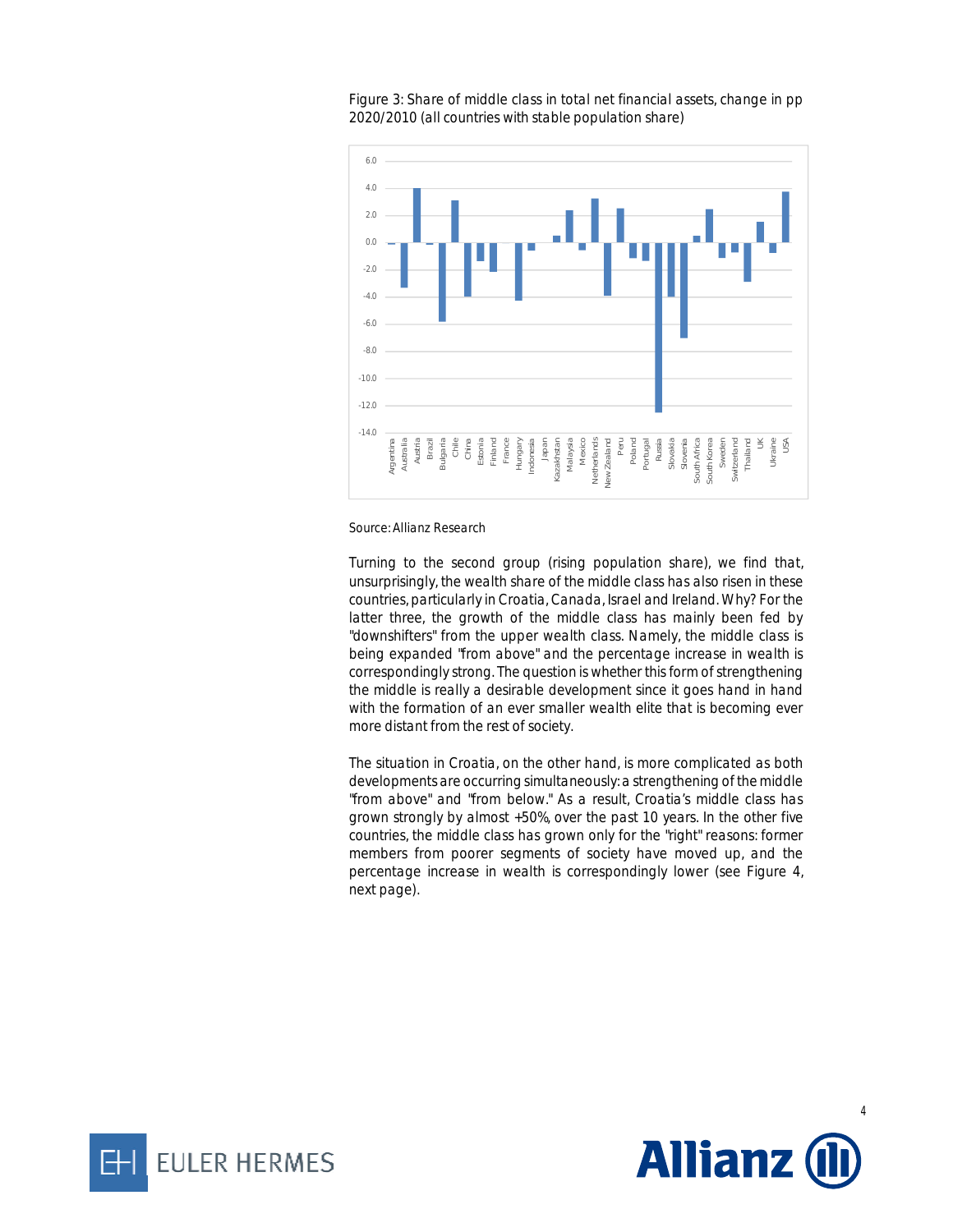Figure 3: Share of middle class in total net financial assets, change in pp 2020/2010 (all countries with stable population share)

Source: Allianz Research

Turning to the second group (rising population share), we find that, unsurprisingly, the wealth share of the middle class has also risen in these countries, particularly in Croatia, Canada, Israel and Ireland. Why? For the latter three, the growth of the middle class has mainly been fed by "downshifters" from the upper wealth class. Namely, the middle class is being expanded "from above" and the percentage increase in wealth is correspondingly strong. The question is whether this form of strengthening the middle is really a desirable development since it goes hand in hand with the formation of an ever smaller wealth elite that is becoming ever more distant from the rest of society.

The situation in Croatia, on the other hand, is more complicated as both developments are occurring simultaneously: a strengthening of the middle "from above" and "from below." As a result, Croatia's middle class has grown strongly by almost +50%, over the past 10 years. In the other five countries, the middle class has grown only for the "right" reasons: former members from poorer segments of society have moved up, and the percentage increase in wealth is correspondingly lower (see Figure 4, next page).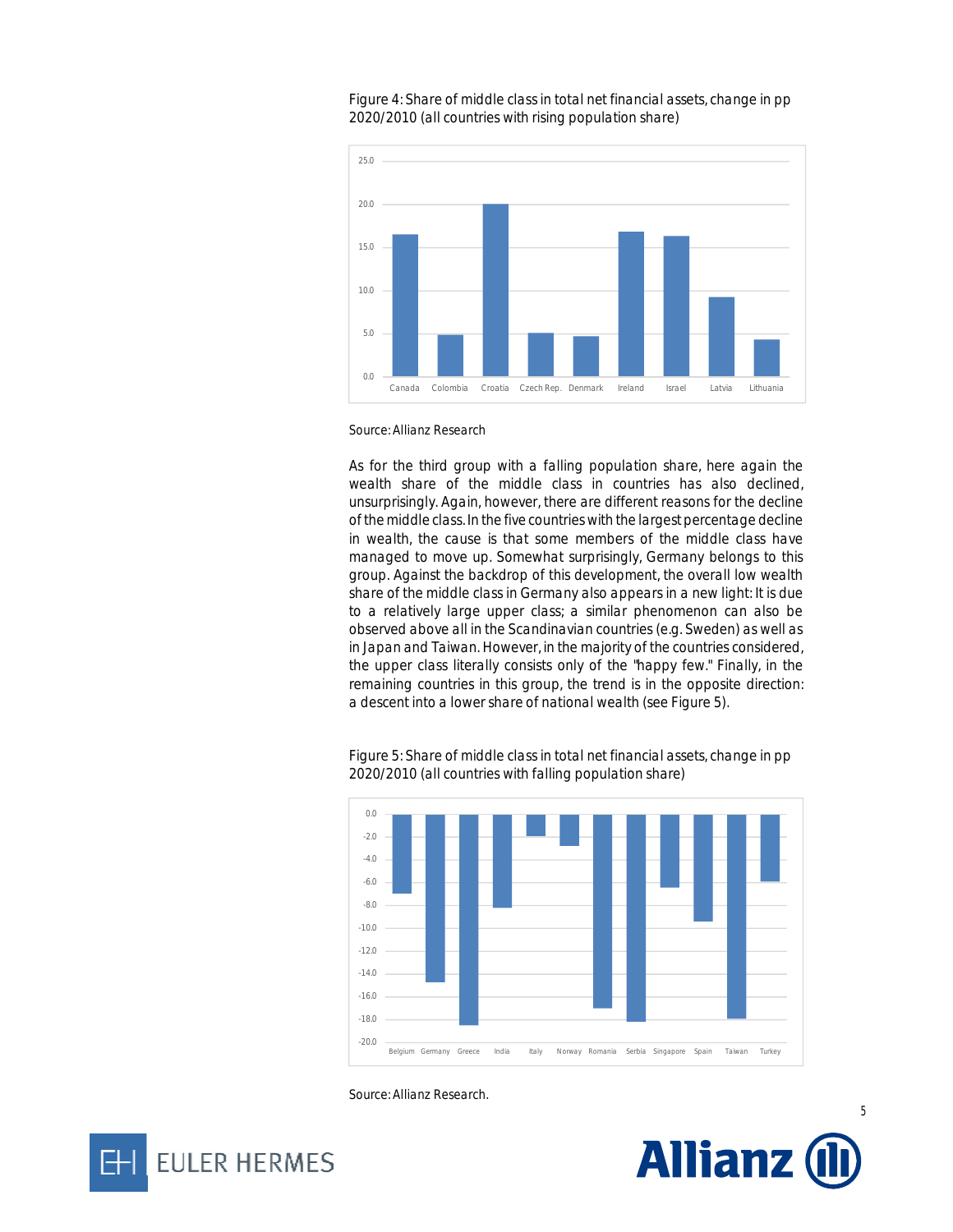Figure 4: Share of middle class in total net financial assets, change in pp 2020/2010 (all countries with rising population share)

Source: Allianz Research

As for the third group with a falling population share, here again the wealth share of the middle class in countries has also declined, unsurprisingly. Again, however, there are different reasons for the decline of the middle class. In the five countries with the largest percentage decline in wealth, the cause is that some members of the middle class have managed to move up. Somewhat surprisingly, Germany belongs to this group. Against the backdrop of this development, the overall low wealth share of the middle class in Germany also appears in a new light: It is due to a relatively large upper class; a similar phenomenon can also be observed above all in the Scandinavian countries (e.g. Sweden) as well as in Japan and Taiwan. However, in the majority of the countries considered, the upper class literally consists only of the "happy few." Finally, in the remaining countries in this group, the trend is in the opposite direction: a descent into a lower share of national wealth (see Figure 5).

Figure 5: Share of middle class in total net financial assets, change in pp 2020/2010 (all countries with falling population share)

Source: Allianz Research.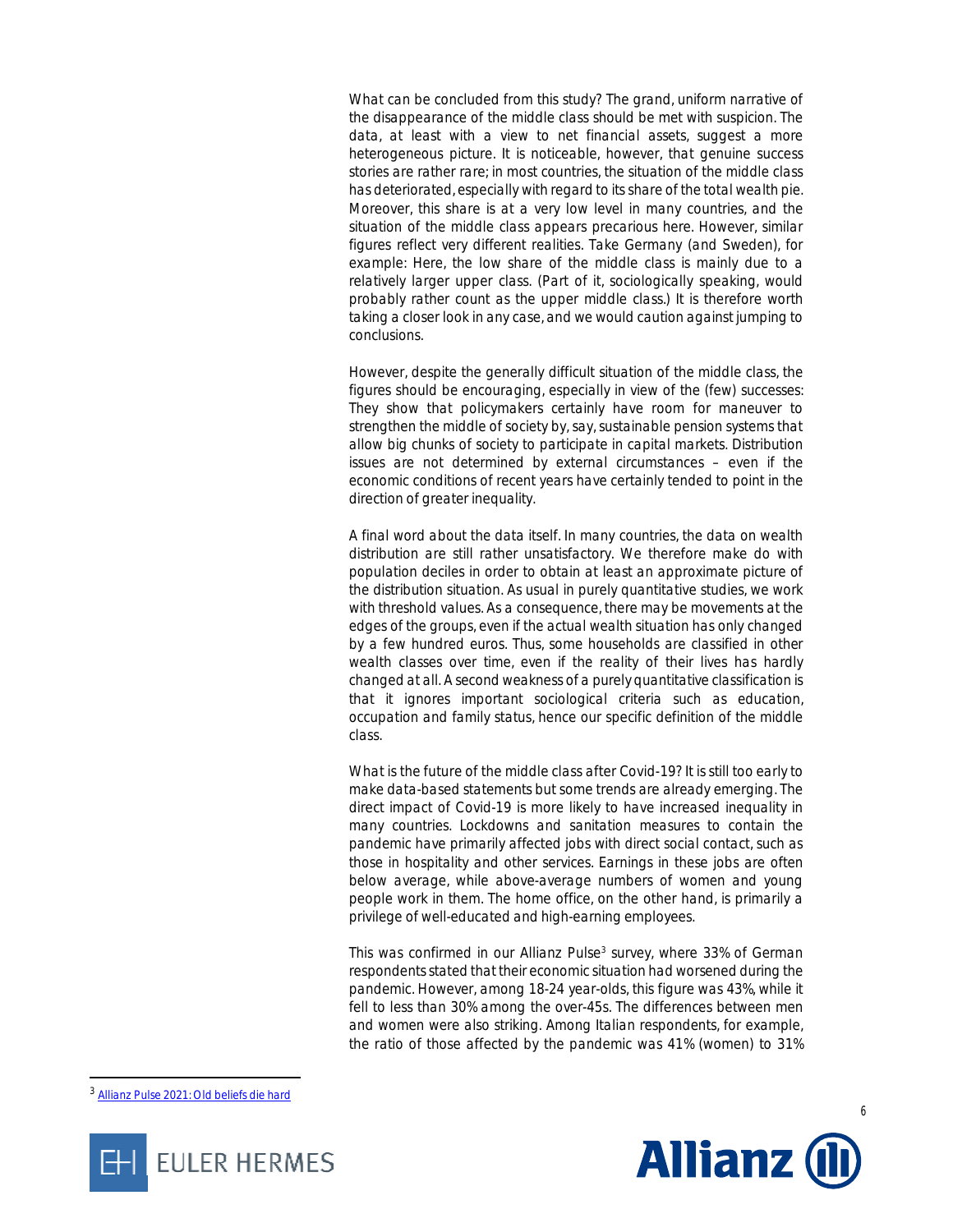What can be concluded from this study? The grand, uniform narrative of the disappearance of the middle class should be met with suspicion. The data, at least with a view to net financial assets, suggest a more heterogeneous picture. It is noticeable, however, that genuine success stories are rather rare; in most countries, the situation of the middle class has deteriorated, especially with regard to its share of the total wealth pie. Moreover, this share is at a very low level in many countries, and the situation of the middle class appears precarious here. However, similar figures reflect very different realities. Take Germany (and Sweden), for example: Here, the low share of the middle class is mainly due to a relatively larger upper class. (Part of it, sociologically speaking, would probably rather count as the upper middle class.) It is therefore worth taking a closer look in any case, and we would caution against jumping to conclusions.

However, despite the generally difficult situation of the middle class, the figures should be encouraging, especially in view of the (few) successes: They show that policymakers certainly have room for maneuver to strengthen the middle of society by, say, sustainable pension systems that allow big chunks of society to participate in capital markets. Distribution issues are not determined by external circumstances – even if the economic conditions of recent years have certainly tended to point in the direction of greater inequality.

A final word about the data itself. In many countries, the data on wealth distribution are still rather unsatisfactory. We therefore make do with population deciles in order to obtain at least an approximate picture of the distribution situation. As usual in purely quantitative studies, we work with threshold values. As a consequence, there may be movements at the edges of the groups, even if the actual wealth situation has only changed by a few hundred euros. Thus, some households are classified in other wealth classes over time, even if the reality of their lives has hardly changed at all. A second weakness of a purely quantitative classification is that it ignores important sociological criteria such as education, occupation and family status, hence our specific definition of the middle class.

What is the future of the middle class after Covid-19? It is still too early to make data-based statements but some trends are already emerging. The direct impact of Covid-19 is more likely to have increased inequality in many countries. Lockdowns and sanitation measures to contain the pandemic have primarily affected jobs with direct social contact, such as those in hospitality and other services. Earnings in these jobs are often below average, while above-average numbers of women and young people work in them. The home office, on the other hand, is primarily a privilege of well-educated and high-earning employees.

This was confirmed in our Allianz Pulse[3] survey, where 33% of German respondents stated that their economic situation had worsened during the pandemic. However, among 18-24 year-olds, this figure was 43%, while it fell to less than 30% among the over-45s. The differences between men and women were also striking. Among Italian respondents, for example, the ratio of those affected by the pandemic was 41% (women) to 31%

[3] Allianz Pulse 2021: Old beliefs die hard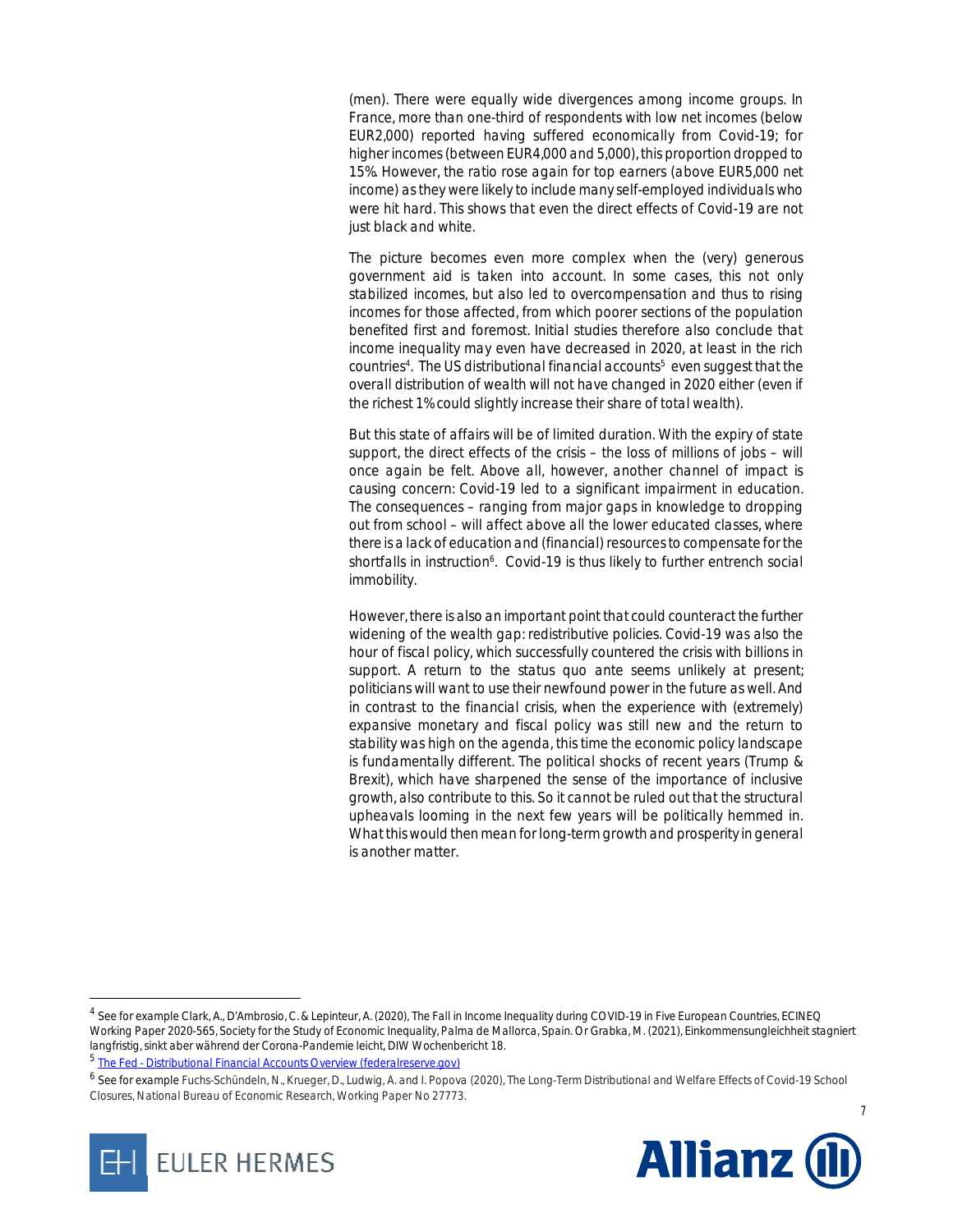(men). There were equally wide divergences among income groups. In France, more than one-third of respondents with low net incomes (below EUR2,000) reported having suffered economically from Covid-19; for higher incomes (between EUR4,000 and 5,000), this proportion dropped to 15%. However, the ratio rose again for top earners (above EUR5,000 net income) as they were likely to include many self-employed individuals who were hit hard. This shows that even the direct effects of Covid-19 are not just black and white.

The picture becomes even more complex when the (very) generous government aid is taken into account. In some cases, this not only stabilized incomes, but also led to overcompensation and thus to rising incomes for those affected, from which poorer sections of the population benefited first and foremost. Initial studies therefore also conclude that income inequality may even have decreased in 2020, at least in the rich countries[4]. The US distributional financial accounts[5] even suggest that the overall distribution of wealth will not have changed in 2020 either (even if the richest 1% could slightly increase their share of total wealth).

But this state of affairs will be of limited duration. With the expiry of state support, the direct effects of the crisis – the loss of millions of jobs – will once again be felt. Above all, however, another channel of impact is causing concern: Covid-19 led to a significant impairment in education. The consequences – ranging from major gaps in knowledge to dropping out from school – will affect above all the lower educated classes, where there is a lack of education and (financial) resources to compensate for the shortfalls in instruction[6]. Covid-19 is thus likely to further entrench social immobility.

However, there is also an important point that could counteract the further widening of the wealth gap: redistributive policies. Covid-19 was also the hour of fiscal policy, which successfully countered the crisis with billions in support. A return to the status quo ante seems unlikely at present; politicians will want to use their newfound power in the future as well. And in contrast to the financial crisis, when the experience with (extremely) expansive monetary and fiscal policy was still new and the return to stability was high on the agenda, this time the economic policy landscape is fundamentally different. The political shocks of recent years (Trump & Brexit), which have sharpened the sense of the importance of inclusive growth, also contribute to this. So it cannot be ruled out that the structural upheavals looming in the next few years will be politically hemmed in. What this would then mean for long-term growth and prosperity in general is another matter.

---

[4] See for example Clark, A., D'Ambrosio, C. & Lepinteur, A. (2020), The Fall in Income Inequality during COVID-19 in Five European Countries, ECINEQ Working Paper 2020-565, Society for the Study of Economic Inequality, Palma de Mallorca, Spain. Or Grabka, M. (2021), Einkommensungleichheit stagniert langfristig, sinkt aber während der Corona-Pandemie leicht, DIW Wochenbericht 18.

[5] The Fed - Distributional Financial Accounts Overview (federalreserve.gov)

[6] See for example Fuchs-Schündeln, N., Krueger, D., Ludwig, A. and I. Popova (2020), The Long-Term Distributional and Welfare Effects of Covid-19 School Closures, National Bureau of Economic Research, Working Paper No 27773.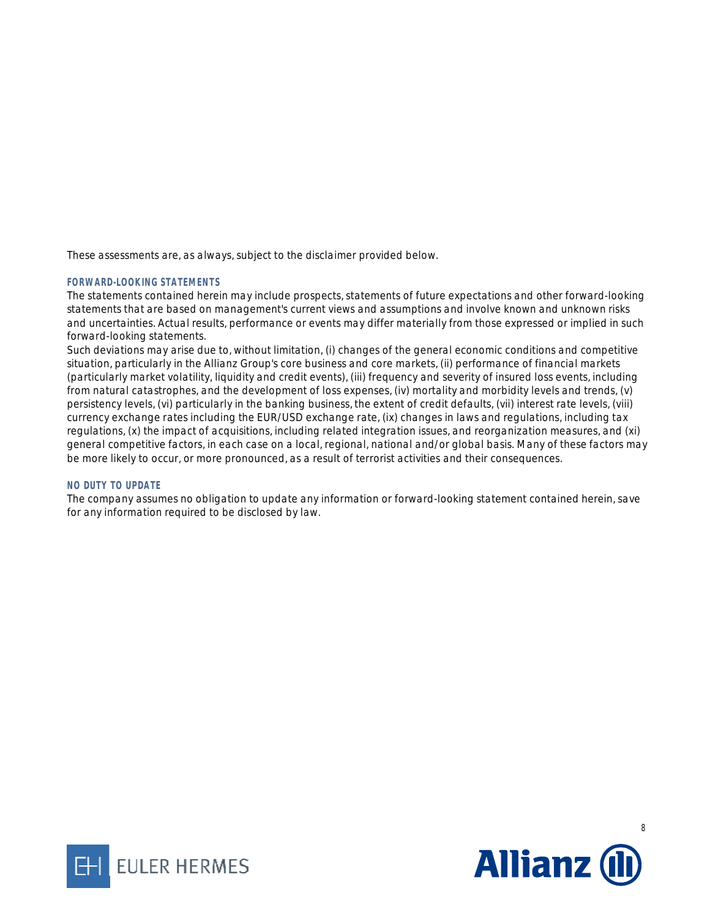These assessments are, as always, subject to the disclaimer provided below.

**FORWARD-LOOKING STATEMENTS**

The statements contained herein may include prospects, statements of future expectations and other forward-looking statements that are based on management's current views and assumptions and involve known and unknown risks and uncertainties. Actual results, performance or events may differ materially from those expressed or implied in such forward-looking statements.

Such deviations may arise due to, without limitation, (i) changes of the general economic conditions and competitive situation, particularly in the Allianz Group's core business and core markets, (ii) performance of financial markets (particularly market volatility, liquidity and credit events), (iii) frequency and severity of insured loss events, including from natural catastrophes, and the development of loss expenses, (iv) mortality and morbidity levels and trends, (v) persistency levels, (vi) particularly in the banking business, the extent of credit defaults, (vii) interest rate levels, (viii) currency exchange rates including the EUR/USD exchange rate, (ix) changes in laws and regulations, including tax regulations, (x) the impact of acquisitions, including related integration issues, and reorganization measures, and (xi) general competitive factors, in each case on a local, regional, national and/or global basis. Many of these factors may be more likely to occur, or more pronounced, as a result of terrorist activities and their consequences.

**NO DUTY TO UPDATE**

The company assumes no obligation to update any information or forward-looking statement contained herein, save for any information required to be disclosed by law.